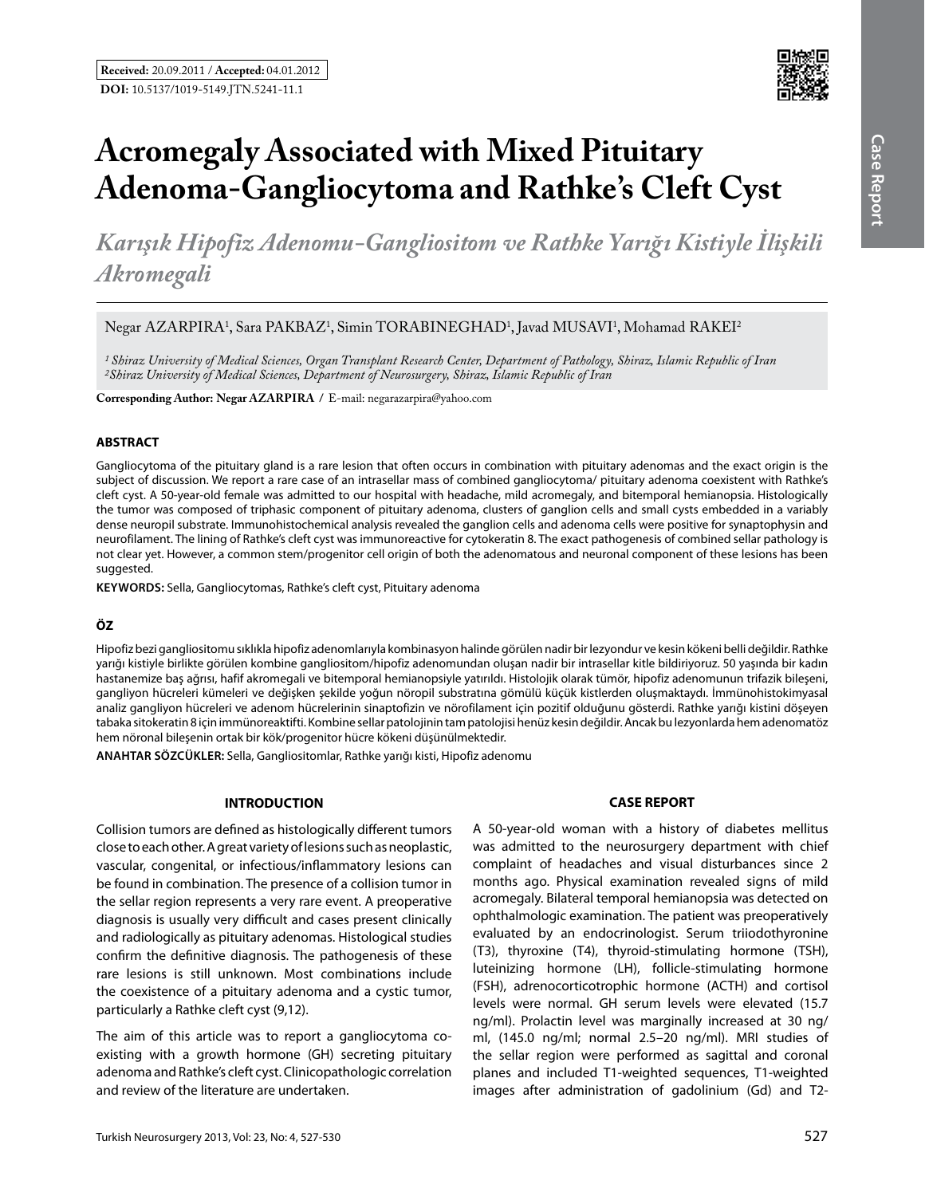**Received:** 20.09.2011 / **Accepted:** 04.01.2012

**DOI:** 10.5137/1019-5149.JTN.5241-11.1

# Acromegaly Associated with Mixed Pituitary Adenoma-Gangliocytoma and Rathke's Cleft Cyst

## *Karışık Hipofiz Adenomu-Gangliositom ve Rathke Yarığı Kistiyle İlişkili Akromegali*

Negar AZARPIRA[1], Sara PAKBAZ[1], Simin TORABINEGHAD[1], Javad MUSAVI[1], Mohamad RAKEI[2]

*[1] Shiraz University of Medical Sciences, Organ Transplant Research Center, Department of Pathology, Shiraz, Islamic Republic of Iran*
*[2] Shiraz University of Medical Sciences, Department of Neurosurgery, Shiraz, Islamic Republic of Iran*

**Corresponding Author: Negar AZARPIRA /** E-mail: negarazarpira@yahoo.com

### ABSTRACT

Gangliocytoma of the pituitary gland is a rare lesion that often occurs in combination with pituitary adenomas and the exact origin is the subject of discussion. We report a rare case of an intrasellar mass of combined gangliocytoma/ pituitary adenoma coexistent with Rathke's cleft cyst. A 50-year-old female was admitted to our hospital with headache, mild acromegaly, and bitemporal hemianopsia. Histologically the tumor was composed of triphasic component of pituitary adenoma, clusters of ganglion cells and small cysts embedded in a variably dense neuropil substrate. Immunohistochemical analysis revealed the ganglion cells and adenoma cells were positive for synaptophysin and neurofilament. The lining of Rathke's cleft cyst was immunoreactive for cytokeratin 8. The exact pathogenesis of combined sellar pathology is not clear yet. However, a common stem/progenitor cell origin of both the adenomatous and neuronal component of these lesions has been suggested.

**KEYWORDS:** Sella, Gangliocytomas, Rathke's cleft cyst, Pituitary adenoma

### ÖZ

Hipofiz bezi gangliositomu sıklıkla hipofiz adenomlarıyla kombinasyon halinde görülen nadir bir lezyondur ve kesin kökeni belli değildir. Rathke yarığı kistiyle birlikte görülen kombine gangliositom/hipofiz adenomundan oluşan nadir bir intrasellar kitle bildiriyoruz. 50 yaşında bir kadın hastanemize baş ağrısı, hafif akromegali ve bitemporal hemianopsiyle yatırıldı. Histolojik olarak tümör, hipofiz adenomunun trifazik bileşeni, gangliyon hücreleri kümeleri ve değişken şekilde yoğun nöropil substratına gömülü küçük kistlerden oluşmaktaydı. İmmünohistokimyasal analiz gangliyon hücreleri ve adenom hücrelerinin sinaptofizin ve nörofilament için pozitif olduğunu gösterdi. Rathke yarığı kistini döşeyen tabaka sitokeratin 8 için immünoreaktifti. Kombine sellar patolojinin tam patolojisi henüz kesin değildir. Ancak bu lezyonlarda hem adenomatöz hem nöronal bileşenin ortak bir kök/progenitor hücre kökeni düşünülmektedir.

**ANAHTAR SÖZCÜKLER:** Sella, Gangliositomlar, Rathke yarığı kisti, Hipofiz adenomu

### INTRODUCTION

Collision tumors are defined as histologically different tumors close to each other. A great variety of lesions such as neoplastic, vascular, congenital, or infectious/inflammatory lesions can be found in combination. The presence of a collision tumor in the sellar region represents a very rare event. A preoperative diagnosis is usually very difficult and cases present clinically and radiologically as pituitary adenomas. Histological studies confirm the definitive diagnosis. The pathogenesis of these rare lesions is still unknown. Most combinations include the coexistence of a pituitary adenoma and a cystic tumor, particularly a Rathke cleft cyst (9,12).

The aim of this article was to report a gangliocytoma co-existing with a growth hormone (GH) secreting pituitary adenoma and Rathke's cleft cyst. Clinicopathologic correlation and review of the literature are undertaken.

### CASE REPORT

A 50-year-old woman with a history of diabetes mellitus was admitted to the neurosurgery department with chief complaint of headaches and visual disturbances since 2 months ago. Physical examination revealed signs of mild acromegaly. Bilateral temporal hemianopsia was detected on ophthalmologic examination. The patient was preoperatively evaluated by an endocrinologist. Serum triiodothyronine (T3), thyroxine (T4), thyroid-stimulating hormone (TSH), luteinizing hormone (LH), follicle-stimulating hormone (FSH), adrenocorticotrophic hormone (ACTH) and cortisol levels were normal. GH serum levels were elevated (15.7 ng/ml). Prolactin level was marginally increased at 30 ng/ ml, (145.0 ng/ml; normal 2.5–20 ng/ml). MRI studies of the sellar region were performed as sagittal and coronal planes and included T1-weighted sequences, T1-weighted images after administration of gadolinium (Gd) and T2-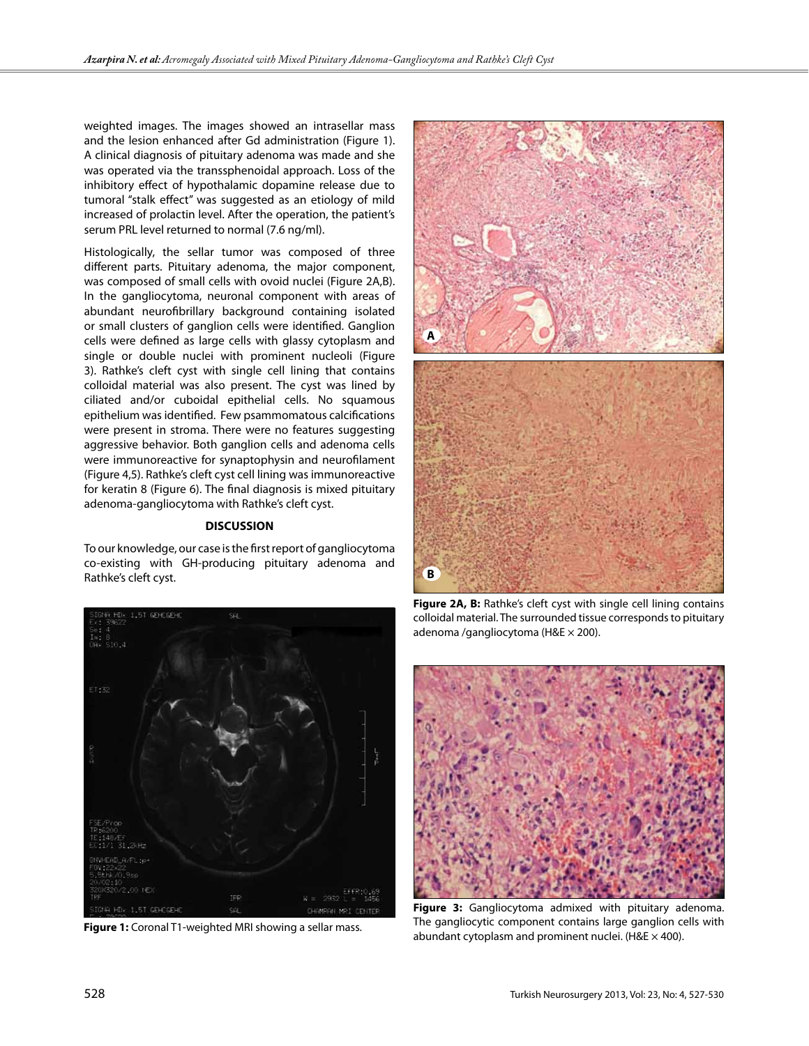weighted images. The images showed an intrasellar mass and the lesion enhanced after Gd administration (Figure 1). A clinical diagnosis of pituitary adenoma was made and she was operated via the transsphenoidal approach. Loss of the inhibitory effect of hypothalamic dopamine release due to tumoral "stalk effect" was suggested as an etiology of mild increased of prolactin level. After the operation, the patient's serum PRL level returned to normal (7.6 ng/ml).

Histologically, the sellar tumor was composed of three different parts. Pituitary adenoma, the major component, was composed of small cells with ovoid nuclei (Figure 2A,B). In the gangliocytoma, neuronal component with areas of abundant neurofibrillary background containing isolated or small clusters of ganglion cells were identified. Ganglion cells were defined as large cells with glassy cytoplasm and single or double nuclei with prominent nucleoli (Figure 3). Rathke's cleft cyst with single cell lining that contains colloidal material was also present. The cyst was lined by ciliated and/or cuboidal epithelial cells. No squamous epithelium was identified. Few psammomatous calcifications were present in stroma. There were no features suggesting aggressive behavior. Both ganglion cells and adenoma cells were immunoreactive for synaptophysin and neurofilament (Figure 4,5). Rathke's cleft cyst cell lining was immunoreactive for keratin 8 (Figure 6). The final diagnosis is mixed pituitary adenoma-gangliocytoma with Rathke's cleft cyst.

## DISCUSSION

To our knowledge, our case is the first report of gangliocytoma co-existing with GH-producing pituitary adenoma and Rathke's cleft cyst.

**Figure 1:** Coronal T1-weighted MRI showing a sellar mass.

**Figure 2A, B:** Rathke's cleft cyst with single cell lining contains colloidal material. The surrounded tissue corresponds to pituitary adenoma /gangliocytoma (H&E × 200).

**Figure 3:** Gangliocytoma admixed with pituitary adenoma. The gangliocytic component contains large ganglion cells with abundant cytoplasm and prominent nuclei. (H&E × 400).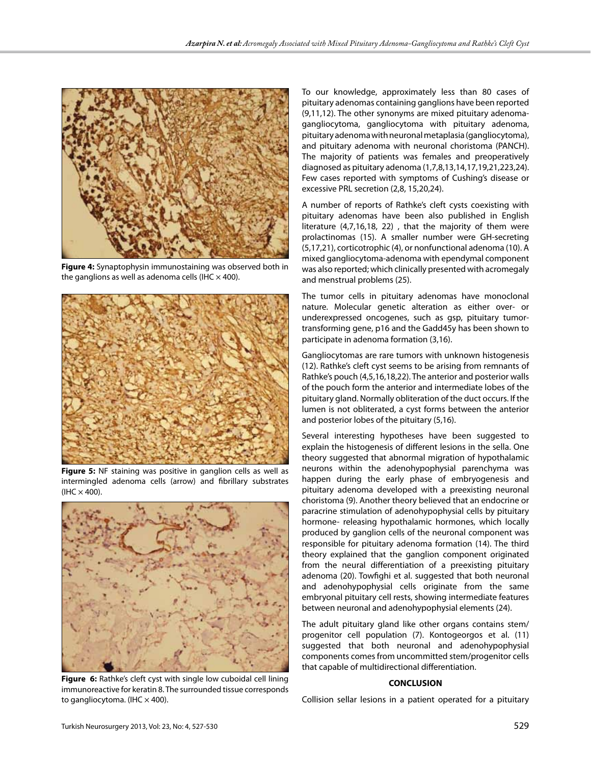**Figure 4:** Synaptophysin immunostaining was observed both in the ganglions as well as adenoma cells (IHC × 400).

**Figure 5:** NF staining was positive in ganglion cells as well as intermingled adenoma cells (arrow) and fibrillary substrates (IHC × 400).

**Figure 6:** Rathke's cleft cyst with single low cuboidal cell lining immunoreactive for keratin 8. The surrounded tissue corresponds to gangliocytoma. (IHC × 400).

To our knowledge, approximately less than 80 cases of pituitary adenomas containing ganglions have been reported (9,11,12). The other synonyms are mixed pituitary adenoma-gangliocytoma, gangliocytoma with pituitary adenoma, pituitary adenoma with neuronal metaplasia (gangliocytoma), and pituitary adenoma with neuronal choristoma (PANCH). The majority of patients was females and preoperatively diagnosed as pituitary adenoma (1,7,8,13,14,17,19,21,223,24). Few cases reported with symptoms of Cushing's disease or excessive PRL secretion (2,8, 15,20,24).

A number of reports of Rathke's cleft cysts coexisting with pituitary adenomas have been also published in English literature (4,7,16,18, 22) , that the majority of them were prolactinomas (15). A smaller number were GH-secreting (5,17,21), corticotrophic (4), or nonfunctional adenoma (10). A mixed gangliocytoma-adenoma with ependymal component was also reported; which clinically presented with acromegaly and menstrual problems (25).

The tumor cells in pituitary adenomas have monoclonal nature. Molecular genetic alteration as either over- or underexpressed oncogenes, such as gsp, pituitary tumor-transforming gene, p16 and the Gadd45y has been shown to participate in adenoma formation (3,16).

Gangliocytomas are rare tumors with unknown histogenesis (12). Rathke's cleft cyst seems to be arising from remnants of Rathke's pouch (4,5,16,18,22). The anterior and posterior walls of the pouch form the anterior and intermediate lobes of the pituitary gland. Normally obliteration of the duct occurs. If the lumen is not obliterated, a cyst forms between the anterior and posterior lobes of the pituitary (5,16).

Several interesting hypotheses have been suggested to explain the histogenesis of different lesions in the sella. One theory suggested that abnormal migration of hypothalamic neurons within the adenohypophysial parenchyma was happen during the early phase of embryogenesis and pituitary adenoma developed with a preexisting neuronal choristoma (9). Another theory believed that an endocrine or paracrine stimulation of adenohypophysial cells by pituitary hormone- releasing hypothalamic hormones, which locally produced by ganglion cells of the neuronal component was responsible for pituitary adenoma formation (14). The third theory explained that the ganglion component originated from the neural differentiation of a preexisting pituitary adenoma (20). Towfighi et al. suggested that both neuronal and adenohypophysial cells originate from the same embryonal pituitary cell rests, showing intermediate features between neuronal and adenohypophysial elements (24).

The adult pituitary gland like other organs contains stem/progenitor cell population (7). Kontogeorgos et al. (11) suggested that both neuronal and adenohypophysial components comes from uncommitted stem/progenitor cells that capable of multidirectional differentiation.

## CONCLUSION

Collision sellar lesions in a patient operated for a pituitary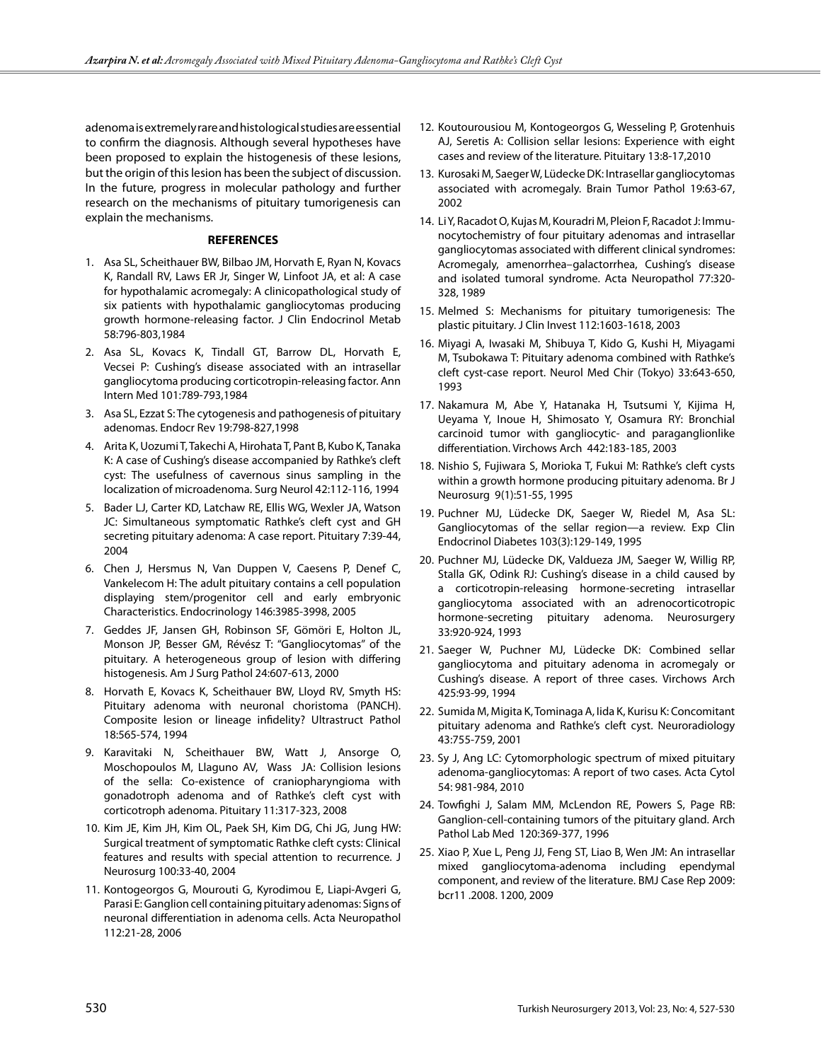adenoma is extremely rare and histological studies are essential to confirm the diagnosis. Although several hypotheses have been proposed to explain the histogenesis of these lesions, but the origin of this lesion has been the subject of discussion. In the future, progress in molecular pathology and further research on the mechanisms of pituitary tumorigenesis can explain the mechanisms.

## REFERENCES

1. Asa SL, Scheithauer BW, Bilbao JM, Horvath E, Ryan N, Kovacs K, Randall RV, Laws ER Jr, Singer W, Linfoot JA, et al: A case for hypothalamic acromegaly: A clinicopathological study of six patients with hypothalamic gangliocytomas producing growth hormone-releasing factor. J Clin Endocrinol Metab 58:796-803,1984
2. Asa SL, Kovacs K, Tindall GT, Barrow DL, Horvath E, Vecsei P: Cushing's disease associated with an intrasellar gangliocytoma producing corticotropin-releasing factor. Ann Intern Med 101:789-793,1984
3. Asa SL, Ezzat S: The cytogenesis and pathogenesis of pituitary adenomas. Endocr Rev 19:798-827,1998
4. Arita K, Uozumi T, Takechi A, Hirohata T, Pant B, Kubo K, Tanaka K: A case of Cushing's disease accompanied by Rathke's cleft cyst: The usefulness of cavernous sinus sampling in the localization of microadenoma. Surg Neurol 42:112-116, 1994
5. Bader LJ, Carter KD, Latchaw RE, Ellis WG, Wexler JA, Watson JC: Simultaneous symptomatic Rathke's cleft cyst and GH secreting pituitary adenoma: A case report. Pituitary 7:39-44, 2004
6. Chen J, Hersmus N, Van Duppen V, Caesens P, Denef C, Vankelecom H: The adult pituitary contains a cell population displaying stem/progenitor cell and early embryonic Characteristics. Endocrinology 146:3985-3998, 2005
7. Geddes JF, Jansen GH, Robinson SF, Gömöri E, Holton JL, Monson JP, Besser GM, Révész T: "Gangliocytomas" of the pituitary. A heterogeneous group of lesion with differing histogenesis. Am J Surg Pathol 24:607-613, 2000
8. Horvath E, Kovacs K, Scheithauer BW, Lloyd RV, Smyth HS: Pituitary adenoma with neuronal choristoma (PANCH). Composite lesion or lineage infidelity? Ultrastruct Pathol 18:565-574, 1994
9. Karavitaki N, Scheithauer BW, Watt J, Ansorge O, Moschopoulos M, Llaguno AV, Wass JA: Collision lesions of the sella: Co-existence of craniopharyngioma with gonadotroph adenoma and of Rathke's cleft cyst with corticotroph adenoma. Pituitary 11:317-323, 2008
10. Kim JE, Kim JH, Kim OL, Paek SH, Kim DG, Chi JG, Jung HW: Surgical treatment of symptomatic Rathke cleft cysts: Clinical features and results with special attention to recurrence. J Neurosurg 100:33-40, 2004
11. Kontogeorgos G, Mourouti G, Kyrodimou E, Liapi-Avgeri G, Parasi E: Ganglion cell containing pituitary adenomas: Signs of neuronal differentiation in adenoma cells. Acta Neuropathol 112:21-28, 2006
12. Koutourousiou M, Kontogeorgos G, Wesseling P, Grotenhuis AJ, Seretis A: Collision sellar lesions: Experience with eight cases and review of the literature. Pituitary 13:8-17,2010
13. Kurosaki M, Saeger W, Lüdecke DK: Intrasellar gangliocytomas associated with acromegaly. Brain Tumor Pathol 19:63-67, 2002
14. Li Y, Racadot O, Kujas M, Kouradri M, Pleion F, Racadot J: Immunocytochemistry of four pituitary adenomas and intrasellar gangliocytomas associated with different clinical syndromes: Acromegaly, amenorrhea–galactorrhea, Cushing's disease and isolated tumoral syndrome. Acta Neuropathol 77:320-328, 1989
15. Melmed S: Mechanisms for pituitary tumorigenesis: The plastic pituitary. J Clin Invest 112:1603-1618, 2003
16. Miyagi A, Iwasaki M, Shibuya T, Kido G, Kushi H, Miyagami M, Tsubokawa T: Pituitary adenoma combined with Rathke's cleft cyst-case report. Neurol Med Chir (Tokyo) 33:643-650, 1993
17. Nakamura M, Abe Y, Hatanaka H, Tsutsumi Y, Kijima H, Ueyama Y, Inoue H, Shimosato Y, Osamura RY: Bronchial carcinoid tumor with gangliocytic- and paraganglionlike differentiation. Virchows Arch 442:183-185, 2003
18. Nishio S, Fujiwara S, Morioka T, Fukui M: Rathke's cleft cysts within a growth hormone producing pituitary adenoma. Br J Neurosurg 9(1):51-55, 1995
19. Puchner MJ, Lüdecke DK, Saeger W, Riedel M, Asa SL: Gangliocytomas of the sellar region—a review. Exp Clin Endocrinol Diabetes 103(3):129-149, 1995
20. Puchner MJ, Lüdecke DK, Valdueza JM, Saeger W, Willig RP, Stalla GK, Odink RJ: Cushing's disease in a child caused by a corticotropin-releasing hormone-secreting intrasellar gangliocytoma associated with an adrenocorticotropic hormone-secreting pituitary adenoma. Neurosurgery 33:920-924, 1993
21. Saeger W, Puchner MJ, Lüdecke DK: Combined sellar gangliocytoma and pituitary adenoma in acromegaly or Cushing's disease. A report of three cases. Virchows Arch 425:93-99, 1994
22. Sumida M, Migita K, Tominaga A, Iida K, Kurisu K: Concomitant pituitary adenoma and Rathke's cleft cyst. Neuroradiology 43:755-759, 2001
23. Sy J, Ang LC: Cytomorphologic spectrum of mixed pituitary adenoma-gangliocytomas: A report of two cases. Acta Cytol 54: 981-984, 2010
24. Towfighi J, Salam MM, McLendon RE, Powers S, Page RB: Ganglion-cell-containing tumors of the pituitary gland. Arch Pathol Lab Med 120:369-377, 1996
25. Xiao P, Xue L, Peng JJ, Feng ST, Liao B, Wen JM: An intrasellar mixed gangliocytoma-adenoma including ependymal component, and review of the literature. BMJ Case Rep 2009: bcr11 .2008. 1200, 2009